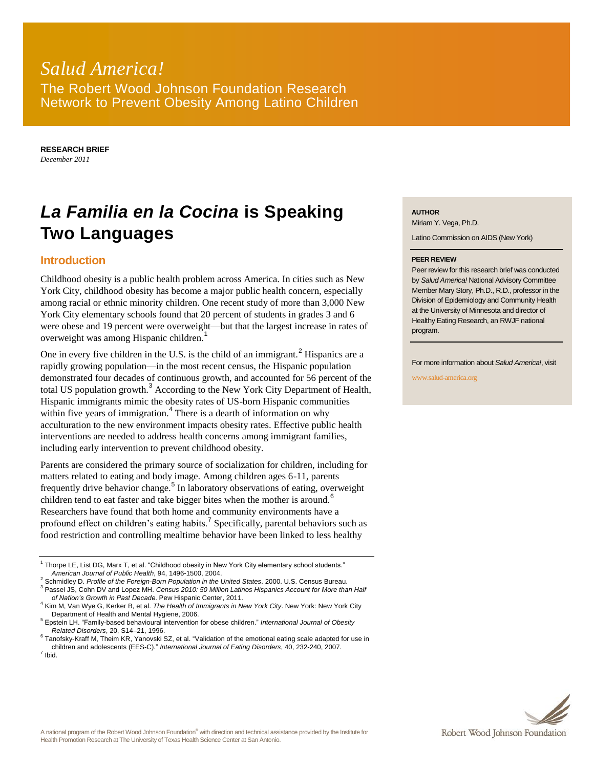*Salud America!*

The Robert Wood Johnson Foundation Research Network to Prevent Obesity Among Latino Children

**RESEARCH BRIEF**
*December 2011*

# *La Familia en la Cocina* is Speaking Two Languages

**AUTHOR**
Miriam Y. Vega, Ph.D.
Latino Commission on AIDS (New York)

**PEER REVIEW**
Peer review for this research brief was conducted by *Salud America!* National Advisory Committee Member Mary Story, Ph.D., R.D., professor in the Division of Epidemiology and Community Health at the University of Minnesota and director of Healthy Eating Research, an RWJF national program.

For more information about *Salud America!*, visit www.salud-america.org

## Introduction

Childhood obesity is a public health problem across America. In cities such as New York City, childhood obesity has become a major public health concern, especially among racial or ethnic minority children. One recent study of more than 3,000 New York City elementary schools found that 20 percent of students in grades 3 and 6 were obese and 19 percent were overweight—but that the largest increase in rates of overweight was among Hispanic children.[1]

One in every five children in the U.S. is the child of an immigrant.[2] Hispanics are a rapidly growing population—in the most recent census, the Hispanic population demonstrated four decades of continuous growth, and accounted for 56 percent of the total US population growth.[3] According to the New York City Department of Health, Hispanic immigrants mimic the obesity rates of US-born Hispanic communities within five years of immigration.[4] There is a dearth of information on why acculturation to the new environment impacts obesity rates. Effective public health interventions are needed to address health concerns among immigrant families, including early intervention to prevent childhood obesity.

Parents are considered the primary source of socialization for children, including for matters related to eating and body image. Among children ages 6-11, parents frequently drive behavior change.[5] In laboratory observations of eating, overweight children tend to eat faster and take bigger bites when the mother is around.[6] Researchers have found that both home and community environments have a profound effect on children's eating habits.[7] Specifically, parental behaviors such as food restriction and controlling mealtime behavior have been linked to less healthy

---

[1] Thorpe LE, List DG, Marx T, et al. "Childhood obesity in New York City elementary school students." *American Journal of Public Health*, 94, 1496-1500, 2004.

[2] Schmidley D. *Profile of the Foreign-Born Population in the United States*. 2000. U.S. Census Bureau.

[3] Passel JS, Cohn DV and Lopez MH. *Census 2010: 50 Million Latinos Hispanics Account for More than Half of Nation's Growth in Past Decade*. Pew Hispanic Center, 2011.

[4] Kim M, Van Wye G, Kerker B, et al. *The Health of Immigrants in New York City*. New York: New York City Department of Health and Mental Hygiene, 2006.

[5] Epstein LH. "Family-based behavioural intervention for obese children." *International Journal of Obesity Related Disorders*, 20, S14–21, 1996.

[6] Tanofsky-Kraff M, Theim KR, Yanovski SZ, et al. "Validation of the emotional eating scale adapted for use in children and adolescents (EES-C)." *International Journal of Eating Disorders*, 40, 232-240, 2007.

[7] Ibid.

A national program of the Robert Wood Johnson Foundation® with direction and technical assistance provided by the Institute for Health Promotion Research at The University of Texas Health Science Center at San Antonio.

Robert Wood Johnson Foundation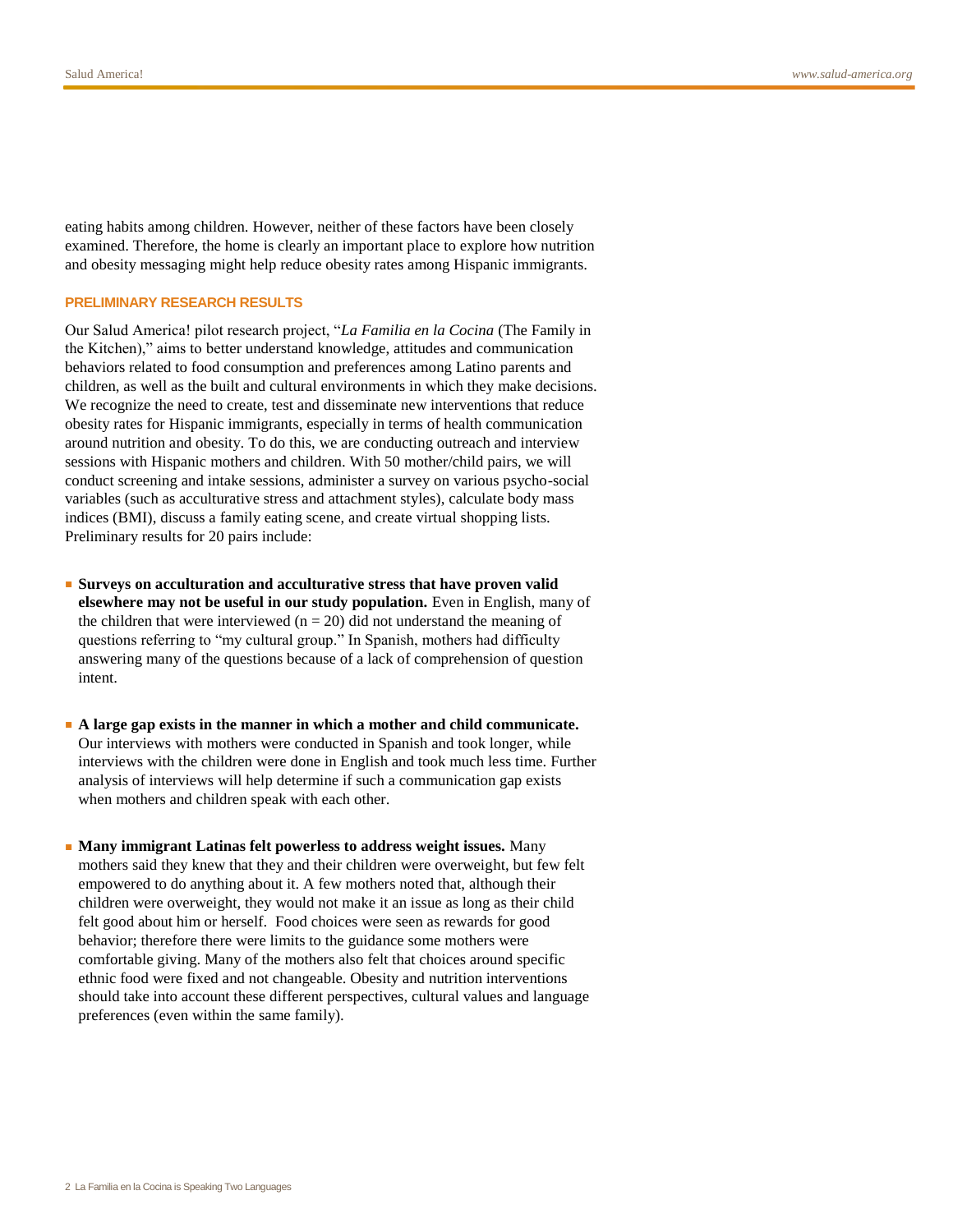eating habits among children. However, neither of these factors have been closely examined. Therefore, the home is clearly an important place to explore how nutrition and obesity messaging might help reduce obesity rates among Hispanic immigrants.

## PRELIMINARY RESEARCH RESULTS

Our Salud America! pilot research project, "*La Familia en la Cocina* (The Family in the Kitchen)," aims to better understand knowledge, attitudes and communication behaviors related to food consumption and preferences among Latino parents and children, as well as the built and cultural environments in which they make decisions. We recognize the need to create, test and disseminate new interventions that reduce obesity rates for Hispanic immigrants, especially in terms of health communication around nutrition and obesity. To do this, we are conducting outreach and interview sessions with Hispanic mothers and children. With 50 mother/child pairs, we will conduct screening and intake sessions, administer a survey on various psycho-social variables (such as acculturative stress and attachment styles), calculate body mass indices (BMI), discuss a family eating scene, and create virtual shopping lists. Preliminary results for 20 pairs include:

- **Surveys on acculturation and acculturative stress that have proven valid elsewhere may not be useful in our study population.** Even in English, many of the children that were interviewed ($n = 20$) did not understand the meaning of questions referring to "my cultural group." In Spanish, mothers had difficulty answering many of the questions because of a lack of comprehension of question intent.

- **A large gap exists in the manner in which a mother and child communicate.** Our interviews with mothers were conducted in Spanish and took longer, while interviews with the children were done in English and took much less time. Further analysis of interviews will help determine if such a communication gap exists when mothers and children speak with each other.

- **Many immigrant Latinas felt powerless to address weight issues.** Many mothers said they knew that they and their children were overweight, but few felt empowered to do anything about it. A few mothers noted that, although their children were overweight, they would not make it an issue as long as their child felt good about him or herself. Food choices were seen as rewards for good behavior; therefore there were limits to the guidance some mothers were comfortable giving. Many of the mothers also felt that choices around specific ethnic food were fixed and not changeable. Obesity and nutrition interventions should take into account these different perspectives, cultural values and language preferences (even within the same family).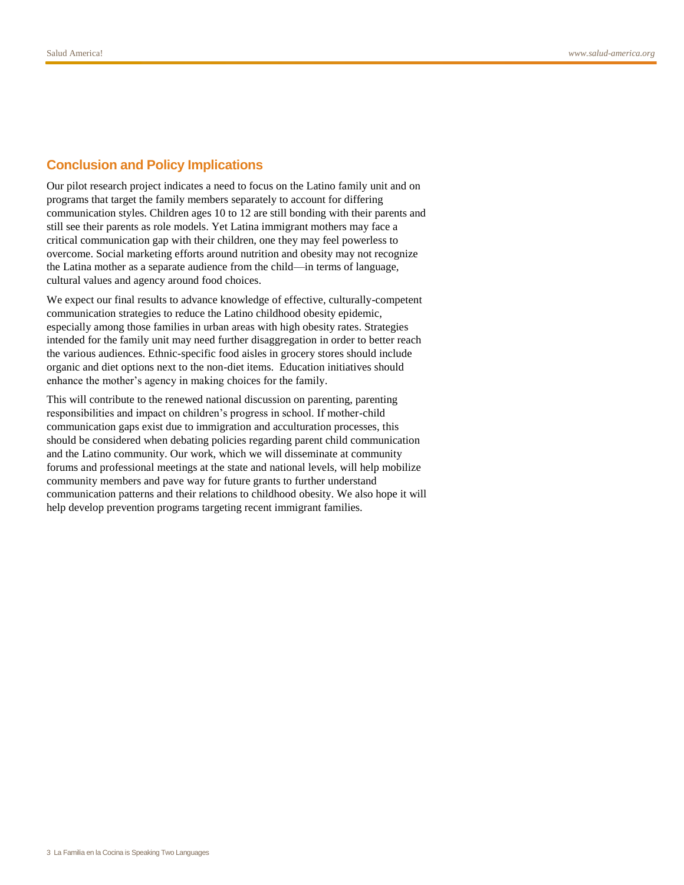## Conclusion and Policy Implications

Our pilot research project indicates a need to focus on the Latino family unit and on programs that target the family members separately to account for differing communication styles. Children ages 10 to 12 are still bonding with their parents and still see their parents as role models. Yet Latina immigrant mothers may face a critical communication gap with their children, one they may feel powerless to overcome. Social marketing efforts around nutrition and obesity may not recognize the Latina mother as a separate audience from the child—in terms of language, cultural values and agency around food choices.

We expect our final results to advance knowledge of effective, culturally-competent communication strategies to reduce the Latino childhood obesity epidemic, especially among those families in urban areas with high obesity rates. Strategies intended for the family unit may need further disaggregation in order to better reach the various audiences. Ethnic-specific food aisles in grocery stores should include organic and diet options next to the non-diet items. Education initiatives should enhance the mother's agency in making choices for the family.

This will contribute to the renewed national discussion on parenting, parenting responsibilities and impact on children's progress in school. If mother-child communication gaps exist due to immigration and acculturation processes, this should be considered when debating policies regarding parent child communication and the Latino community. Our work, which we will disseminate at community forums and professional meetings at the state and national levels, will help mobilize community members and pave way for future grants to further understand communication patterns and their relations to childhood obesity. We also hope it will help develop prevention programs targeting recent immigrant families.